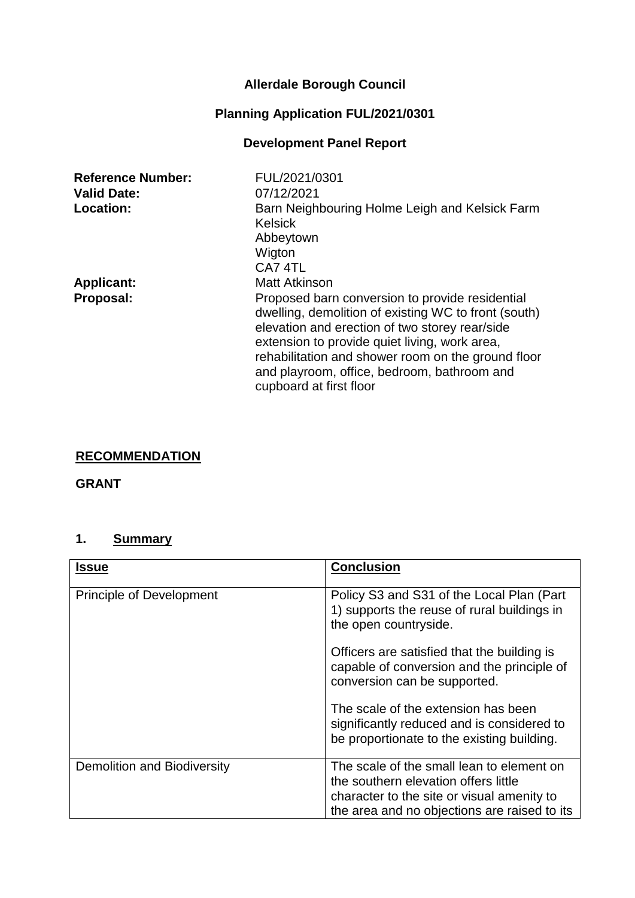**Allerdale Borough Council**

**Planning Application FUL/2021/0301**

**Development Panel Report**

| | |
|---|---|
| **Reference Number:** | FUL/2021/0301 |
| **Valid Date:** | 07/12/2021 |
| **Location:** | Barn Neighbouring Holme Leigh and Kelsick Farm<br>Kelsick<br>Abbeytown<br>Wigton<br>CA7 4TL |
| **Applicant:** | Matt Atkinson |
| **Proposal:** | Proposed barn conversion to provide residential dwelling, demolition of existing WC to front (south) elevation and erection of two storey rear/side extension to provide quiet living, work area, rehabilitation and shower room on the ground floor and playroom, office, bedroom, bathroom and cupboard at first floor |

## RECOMMENDATION

**GRANT**

## 1. Summary

| Issue | Conclusion |
|---|---|
| Principle of Development | Policy S3 and S31 of the Local Plan (Part 1) supports the reuse of rural buildings in the open countryside.<br><br>Officers are satisfied that the building is capable of conversion and the principle of conversion can be supported.<br><br>The scale of the extension has been significantly reduced and is considered to be proportionate to the existing building. |
| Demolition and Biodiversity | The scale of the small lean to element on the southern elevation offers little character to the site or visual amenity to the area and no objections are raised to its |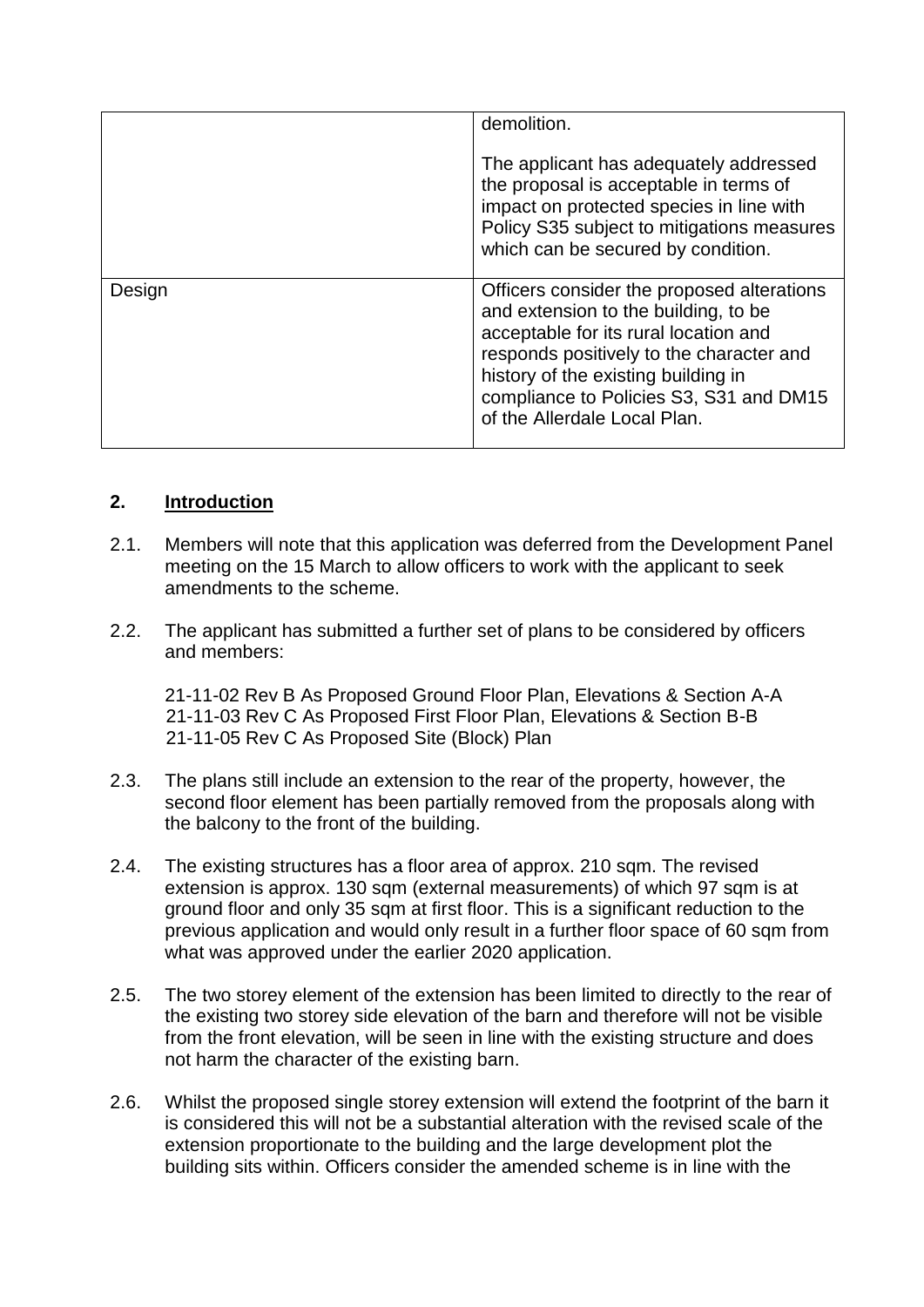|  |  |
| --- | --- |
|  | demolition.<br><br>The applicant has adequately addressed the proposal is acceptable in terms of impact on protected species in line with Policy S35 subject to mitigations measures which can be secured by condition. |
| Design | Officers consider the proposed alterations and extension to the building, to be acceptable for its rural location and responds positively to the character and history of the existing building in compliance to Policies S3, S31 and DM15 of the Allerdale Local Plan. |

## 2. Introduction

2.1. Members will note that this application was deferred from the Development Panel meeting on the 15 March to allow officers to work with the applicant to seek amendments to the scheme.

2.2. The applicant has submitted a further set of plans to be considered by officers and members:

21-11-02 Rev B As Proposed Ground Floor Plan, Elevations & Section A-A
21-11-03 Rev C As Proposed First Floor Plan, Elevations & Section B-B
21-11-05 Rev C As Proposed Site (Block) Plan

2.3. The plans still include an extension to the rear of the property, however, the second floor element has been partially removed from the proposals along with the balcony to the front of the building.

2.4. The existing structures has a floor area of approx. 210 sqm. The revised extension is approx. 130 sqm (external measurements) of which 97 sqm is at ground floor and only 35 sqm at first floor. This is a significant reduction to the previous application and would only result in a further floor space of 60 sqm from what was approved under the earlier 2020 application.

2.5. The two storey element of the extension has been limited to directly to the rear of the existing two storey side elevation of the barn and therefore will not be visible from the front elevation, will be seen in line with the existing structure and does not harm the character of the existing barn.

2.6. Whilst the proposed single storey extension will extend the footprint of the barn it is considered this will not be a substantial alteration with the revised scale of the extension proportionate to the building and the large development plot the building sits within. Officers consider the amended scheme is in line with the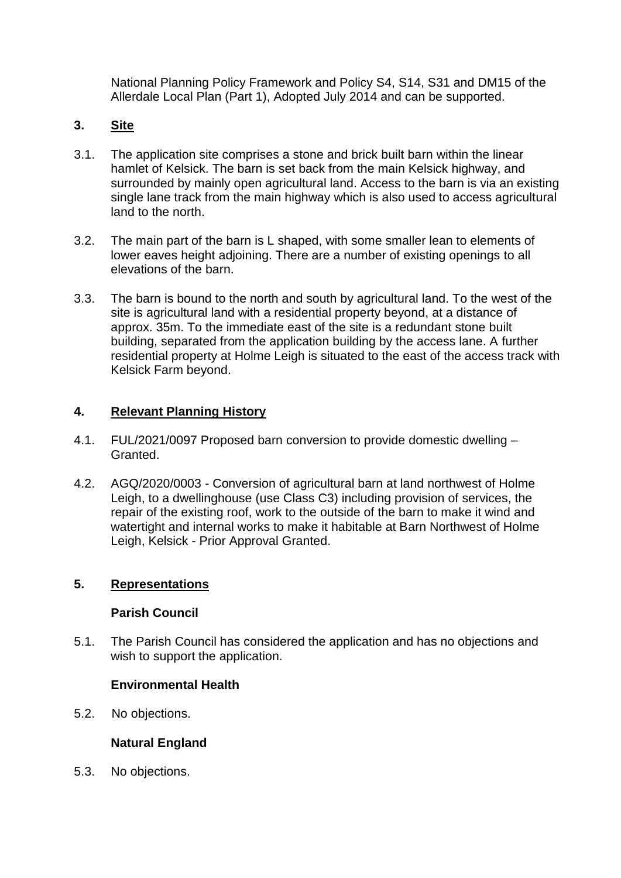National Planning Policy Framework and Policy S4, S14, S31 and DM15 of the Allerdale Local Plan (Part 1), Adopted July 2014 and can be supported.

## 3. Site

3.1. The application site comprises a stone and brick built barn within the linear hamlet of Kelsick. The barn is set back from the main Kelsick highway, and surrounded by mainly open agricultural land. Access to the barn is via an existing single lane track from the main highway which is also used to access agricultural land to the north.

3.2. The main part of the barn is L shaped, with some smaller lean to elements of lower eaves height adjoining. There are a number of existing openings to all elevations of the barn.

3.3. The barn is bound to the north and south by agricultural land. To the west of the site is agricultural land with a residential property beyond, at a distance of approx. 35m. To the immediate east of the site is a redundant stone built building, separated from the application building by the access lane. A further residential property at Holme Leigh is situated to the east of the access track with Kelsick Farm beyond.

## 4. Relevant Planning History

4.1. FUL/2021/0097 Proposed barn conversion to provide domestic dwelling – Granted.

4.2. AGQ/2020/0003 - Conversion of agricultural barn at land northwest of Holme Leigh, to a dwellinghouse (use Class C3) including provision of services, the repair of the existing roof, work to the outside of the barn to make it wind and watertight and internal works to make it habitable at Barn Northwest of Holme Leigh, Kelsick - Prior Approval Granted.

## 5. Representations

**Parish Council**

5.1. The Parish Council has considered the application and has no objections and wish to support the application.

**Environmental Health**

5.2. No objections.

**Natural England**

5.3. No objections.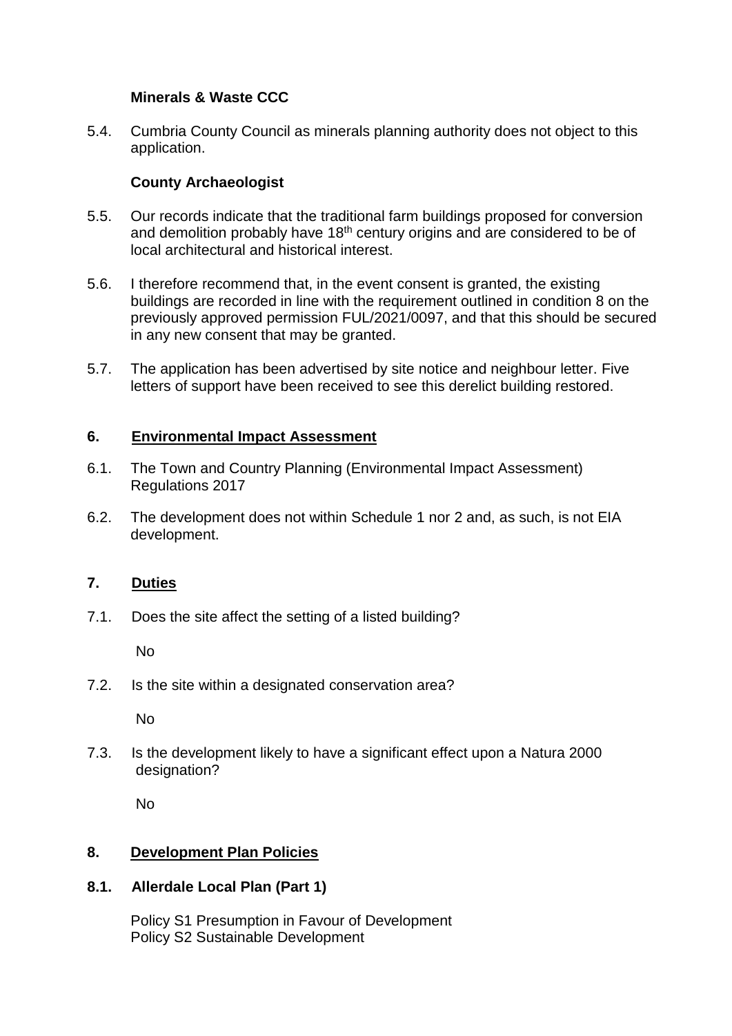**Minerals & Waste CCC**

5.4. Cumbria County Council as minerals planning authority does not object to this application.

**County Archaeologist**

5.5. Our records indicate that the traditional farm buildings proposed for conversion and demolition probably have 18th century origins and are considered to be of local architectural and historical interest.

5.6. I therefore recommend that, in the event consent is granted, the existing buildings are recorded in line with the requirement outlined in condition 8 on the previously approved permission FUL/2021/0097, and that this should be secured in any new consent that may be granted.

5.7. The application has been advertised by site notice and neighbour letter. Five letters of support have been received to see this derelict building restored.

## 6. Environmental Impact Assessment

6.1. The Town and Country Planning (Environmental Impact Assessment) Regulations 2017

6.2. The development does not within Schedule 1 nor 2 and, as such, is not EIA development.

## 7. Duties

7.1. Does the site affect the setting of a listed building?

No

7.2. Is the site within a designated conservation area?

No

7.3. Is the development likely to have a significant effect upon a Natura 2000 designation?

No

## 8. Development Plan Policies

### 8.1. Allerdale Local Plan (Part 1)

Policy S1 Presumption in Favour of Development
Policy S2 Sustainable Development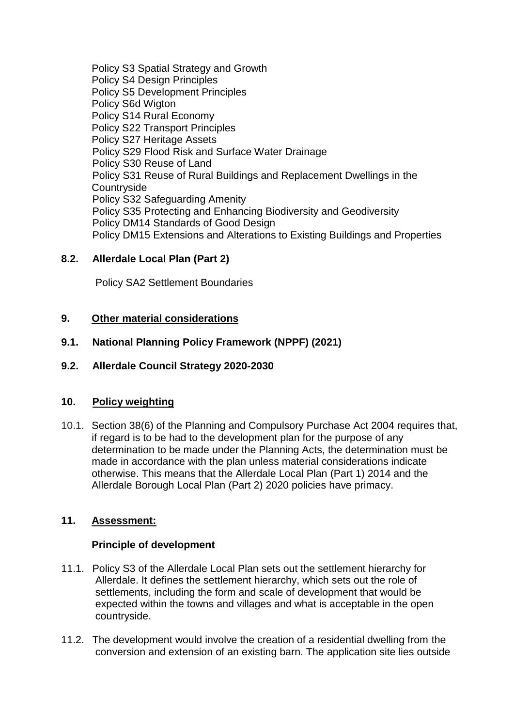Policy S3 Spatial Strategy and Growth
Policy S4 Design Principles
Policy S5 Development Principles
Policy S6d Wigton
Policy S14 Rural Economy
Policy S22 Transport Principles
Policy S27 Heritage Assets
Policy S29 Flood Risk and Surface Water Drainage
Policy S30 Reuse of Land
Policy S31 Reuse of Rural Buildings and Replacement Dwellings in the Countryside
Policy S32 Safeguarding Amenity
Policy S35 Protecting and Enhancing Biodiversity and Geodiversity
Policy DM14 Standards of Good Design
Policy DM15 Extensions and Alterations to Existing Buildings and Properties

**8.2. Allerdale Local Plan (Part 2)**

Policy SA2 Settlement Boundaries

## 9. Other material considerations

**9.1. National Planning Policy Framework (NPPF) (2021)**

**9.2. Allerdale Council Strategy 2020-2030**

## 10. Policy weighting

10.1. Section 38(6) of the Planning and Compulsory Purchase Act 2004 requires that, if regard is to be had to the development plan for the purpose of any determination to be made under the Planning Acts, the determination must be made in accordance with the plan unless material considerations indicate otherwise. This means that the Allerdale Local Plan (Part 1) 2014 and the Allerdale Borough Local Plan (Part 2) 2020 policies have primacy.

## 11. Assessment:

**Principle of development**

11.1. Policy S3 of the Allerdale Local Plan sets out the settlement hierarchy for Allerdale. It defines the settlement hierarchy, which sets out the role of settlements, including the form and scale of development that would be expected within the towns and villages and what is acceptable in the open countryside.

11.2. The development would involve the creation of a residential dwelling from the conversion and extension of an existing barn. The application site lies outside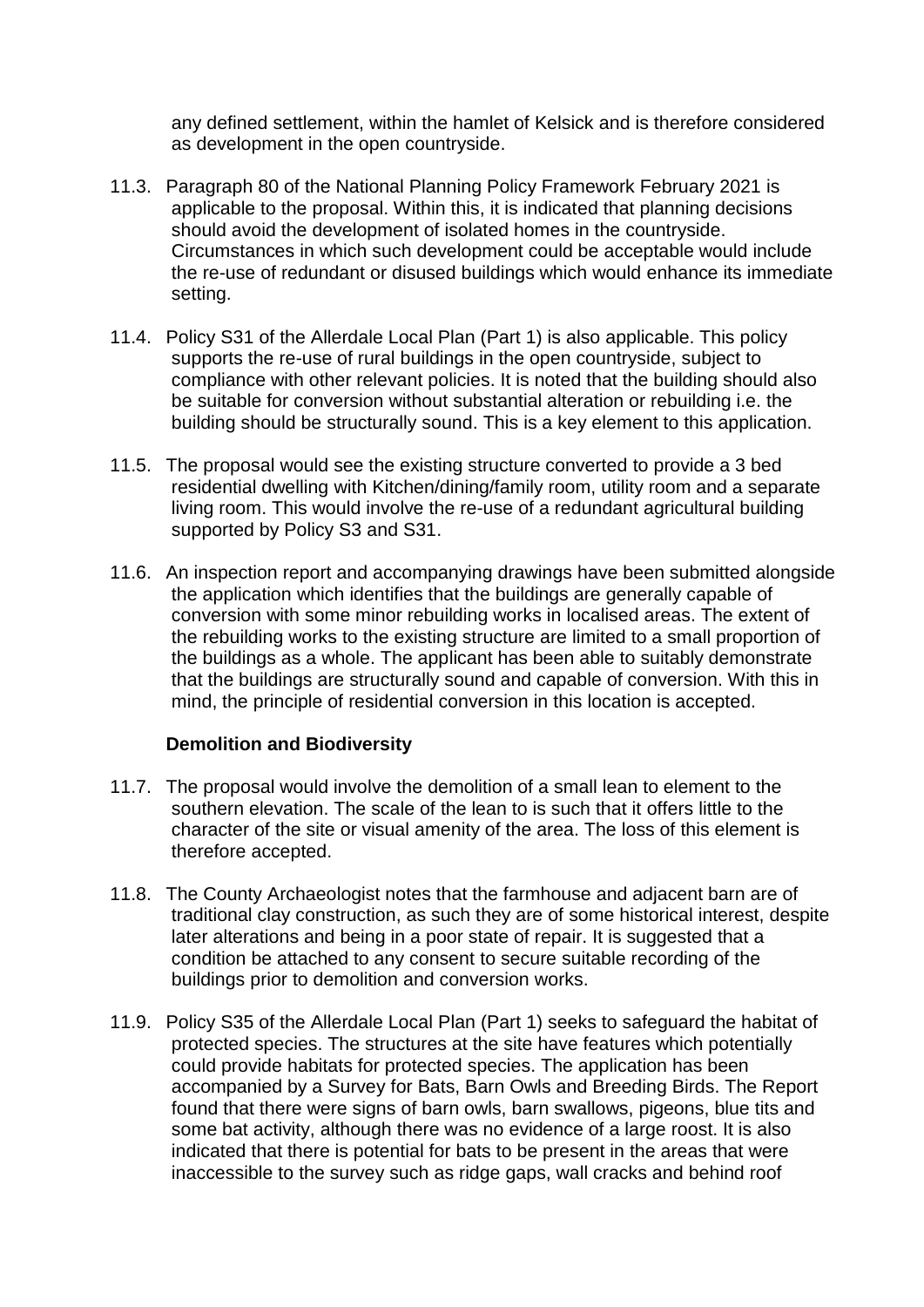any defined settlement, within the hamlet of Kelsick and is therefore considered as development in the open countryside.

11.3. Paragraph 80 of the National Planning Policy Framework February 2021 is applicable to the proposal. Within this, it is indicated that planning decisions should avoid the development of isolated homes in the countryside. Circumstances in which such development could be acceptable would include the re-use of redundant or disused buildings which would enhance its immediate setting.

11.4. Policy S31 of the Allerdale Local Plan (Part 1) is also applicable. This policy supports the re-use of rural buildings in the open countryside, subject to compliance with other relevant policies. It is noted that the building should also be suitable for conversion without substantial alteration or rebuilding i.e. the building should be structurally sound. This is a key element to this application.

11.5. The proposal would see the existing structure converted to provide a 3 bed residential dwelling with Kitchen/dining/family room, utility room and a separate living room. This would involve the re-use of a redundant agricultural building supported by Policy S3 and S31.

11.6. An inspection report and accompanying drawings have been submitted alongside the application which identifies that the buildings are generally capable of conversion with some minor rebuilding works in localised areas. The extent of the rebuilding works to the existing structure are limited to a small proportion of the buildings as a whole. The applicant has been able to suitably demonstrate that the buildings are structurally sound and capable of conversion. With this in mind, the principle of residential conversion in this location is accepted.

**Demolition and Biodiversity**

11.7. The proposal would involve the demolition of a small lean to element to the southern elevation. The scale of the lean to is such that it offers little to the character of the site or visual amenity of the area. The loss of this element is therefore accepted.

11.8. The County Archaeologist notes that the farmhouse and adjacent barn are of traditional clay construction, as such they are of some historical interest, despite later alterations and being in a poor state of repair. It is suggested that a condition be attached to any consent to secure suitable recording of the buildings prior to demolition and conversion works.

11.9. Policy S35 of the Allerdale Local Plan (Part 1) seeks to safeguard the habitat of protected species. The structures at the site have features which potentially could provide habitats for protected species. The application has been accompanied by a Survey for Bats, Barn Owls and Breeding Birds. The Report found that there were signs of barn owls, barn swallows, pigeons, blue tits and some bat activity, although there was no evidence of a large roost. It is also indicated that there is potential for bats to be present in the areas that were inaccessible to the survey such as ridge gaps, wall cracks and behind roof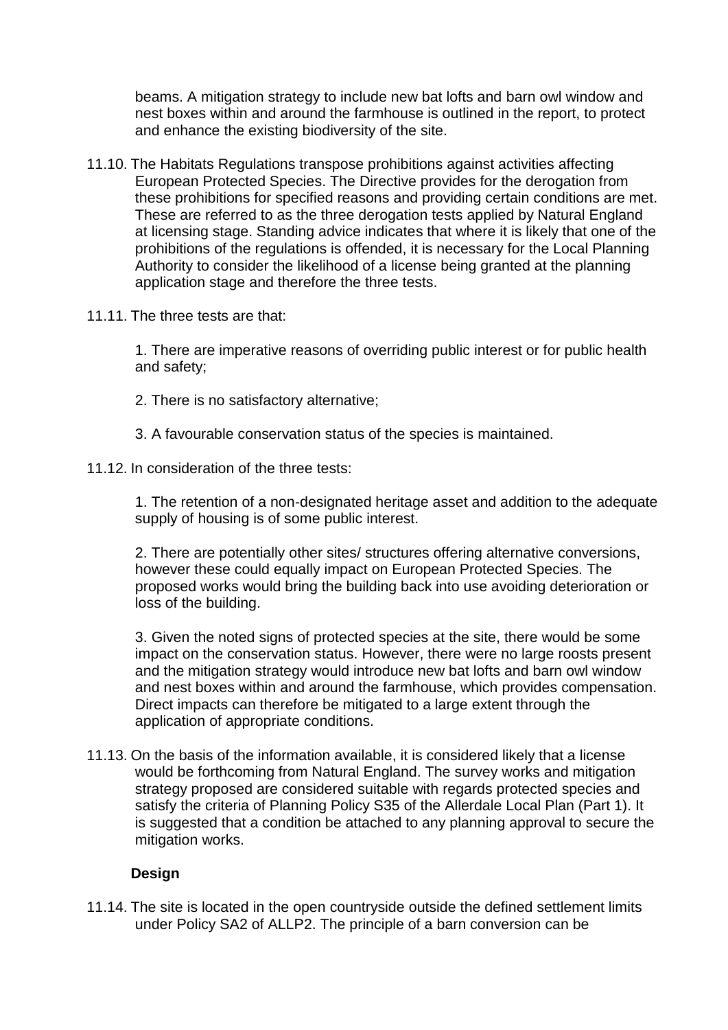beams. A mitigation strategy to include new bat lofts and barn owl window and nest boxes within and around the farmhouse is outlined in the report, to protect and enhance the existing biodiversity of the site.

11.10. The Habitats Regulations transpose prohibitions against activities affecting European Protected Species. The Directive provides for the derogation from these prohibitions for specified reasons and providing certain conditions are met. These are referred to as the three derogation tests applied by Natural England at licensing stage. Standing advice indicates that where it is likely that one of the prohibitions of the regulations is offended, it is necessary for the Local Planning Authority to consider the likelihood of a license being granted at the planning application stage and therefore the three tests.

11.11. The three tests are that:

1. There are imperative reasons of overriding public interest or for public health and safety;

2. There is no satisfactory alternative;

3. A favourable conservation status of the species is maintained.

11.12. In consideration of the three tests:

1. The retention of a non-designated heritage asset and addition to the adequate supply of housing is of some public interest.

2. There are potentially other sites/ structures offering alternative conversions, however these could equally impact on European Protected Species. The proposed works would bring the building back into use avoiding deterioration or loss of the building.

3. Given the noted signs of protected species at the site, there would be some impact on the conservation status. However, there were no large roosts present and the mitigation strategy would introduce new bat lofts and barn owl window and nest boxes within and around the farmhouse, which provides compensation. Direct impacts can therefore be mitigated to a large extent through the application of appropriate conditions.

11.13. On the basis of the information available, it is considered likely that a license would be forthcoming from Natural England. The survey works and mitigation strategy proposed are considered suitable with regards protected species and satisfy the criteria of Planning Policy S35 of the Allerdale Local Plan (Part 1). It is suggested that a condition be attached to any planning approval to secure the mitigation works.

**Design**

11.14. The site is located in the open countryside outside the defined settlement limits under Policy SA2 of ALLP2. The principle of a barn conversion can be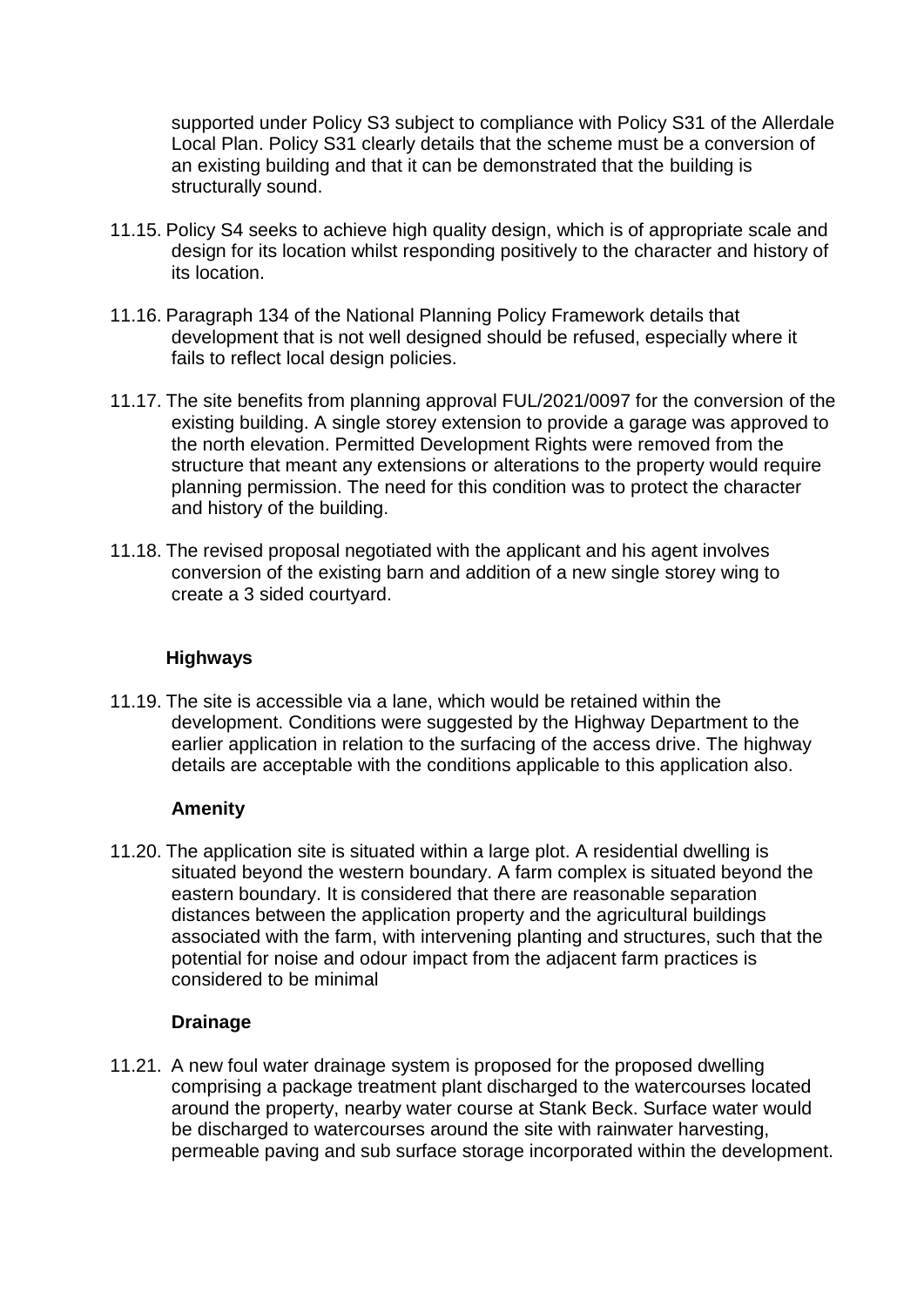supported under Policy S3 subject to compliance with Policy S31 of the Allerdale Local Plan. Policy S31 clearly details that the scheme must be a conversion of an existing building and that it can be demonstrated that the building is structurally sound.

11.15. Policy S4 seeks to achieve high quality design, which is of appropriate scale and design for its location whilst responding positively to the character and history of its location.

11.16. Paragraph 134 of the National Planning Policy Framework details that development that is not well designed should be refused, especially where it fails to reflect local design policies.

11.17. The site benefits from planning approval FUL/2021/0097 for the conversion of the existing building. A single storey extension to provide a garage was approved to the north elevation. Permitted Development Rights were removed from the structure that meant any extensions or alterations to the property would require planning permission. The need for this condition was to protect the character and history of the building.

11.18. The revised proposal negotiated with the applicant and his agent involves conversion of the existing barn and addition of a new single storey wing to create a 3 sided courtyard.

**Highways**

11.19. The site is accessible via a lane, which would be retained within the development. Conditions were suggested by the Highway Department to the earlier application in relation to the surfacing of the access drive. The highway details are acceptable with the conditions applicable to this application also.

**Amenity**

11.20. The application site is situated within a large plot. A residential dwelling is situated beyond the western boundary. A farm complex is situated beyond the eastern boundary. It is considered that there are reasonable separation distances between the application property and the agricultural buildings associated with the farm, with intervening planting and structures, such that the potential for noise and odour impact from the adjacent farm practices is considered to be minimal

**Drainage**

11.21. A new foul water drainage system is proposed for the proposed dwelling comprising a package treatment plant discharged to the watercourses located around the property, nearby water course at Stank Beck. Surface water would be discharged to watercourses around the site with rainwater harvesting, permeable paving and sub surface storage incorporated within the development.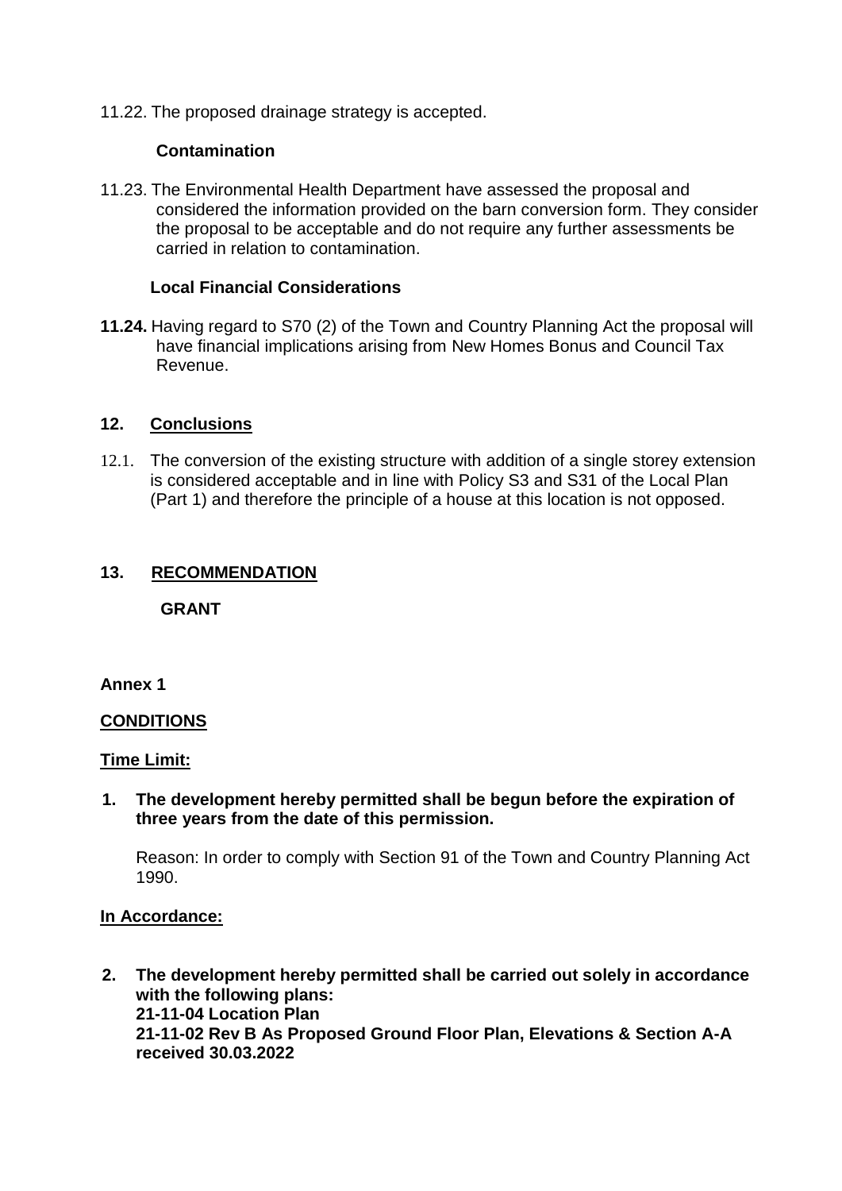11.22. The proposed drainage strategy is accepted.

### Contamination

11.23. The Environmental Health Department have assessed the proposal and considered the information provided on the barn conversion form. They consider the proposal to be acceptable and do not require any further assessments be carried in relation to contamination.

### Local Financial Considerations

**11.24.** Having regard to S70 (2) of the Town and Country Planning Act the proposal will have financial implications arising from New Homes Bonus and Council Tax Revenue.

## 12. Conclusions

12.1. The conversion of the existing structure with addition of a single storey extension is considered acceptable and in line with Policy S3 and S31 of the Local Plan (Part 1) and therefore the principle of a house at this location is not opposed.

## 13. RECOMMENDATION

**GRANT**

**Annex 1**

**CONDITIONS**

**Time Limit:**

1. **The development hereby permitted shall be begun before the expiration of three years from the date of this permission.**

   Reason: In order to comply with Section 91 of the Town and Country Planning Act 1990.

**In Accordance:**

2. **The development hereby permitted shall be carried out solely in accordance with the following plans:**
   **21-11-04 Location Plan**
   **21-11-02 Rev B As Proposed Ground Floor Plan, Elevations & Section A-A received 30.03.2022**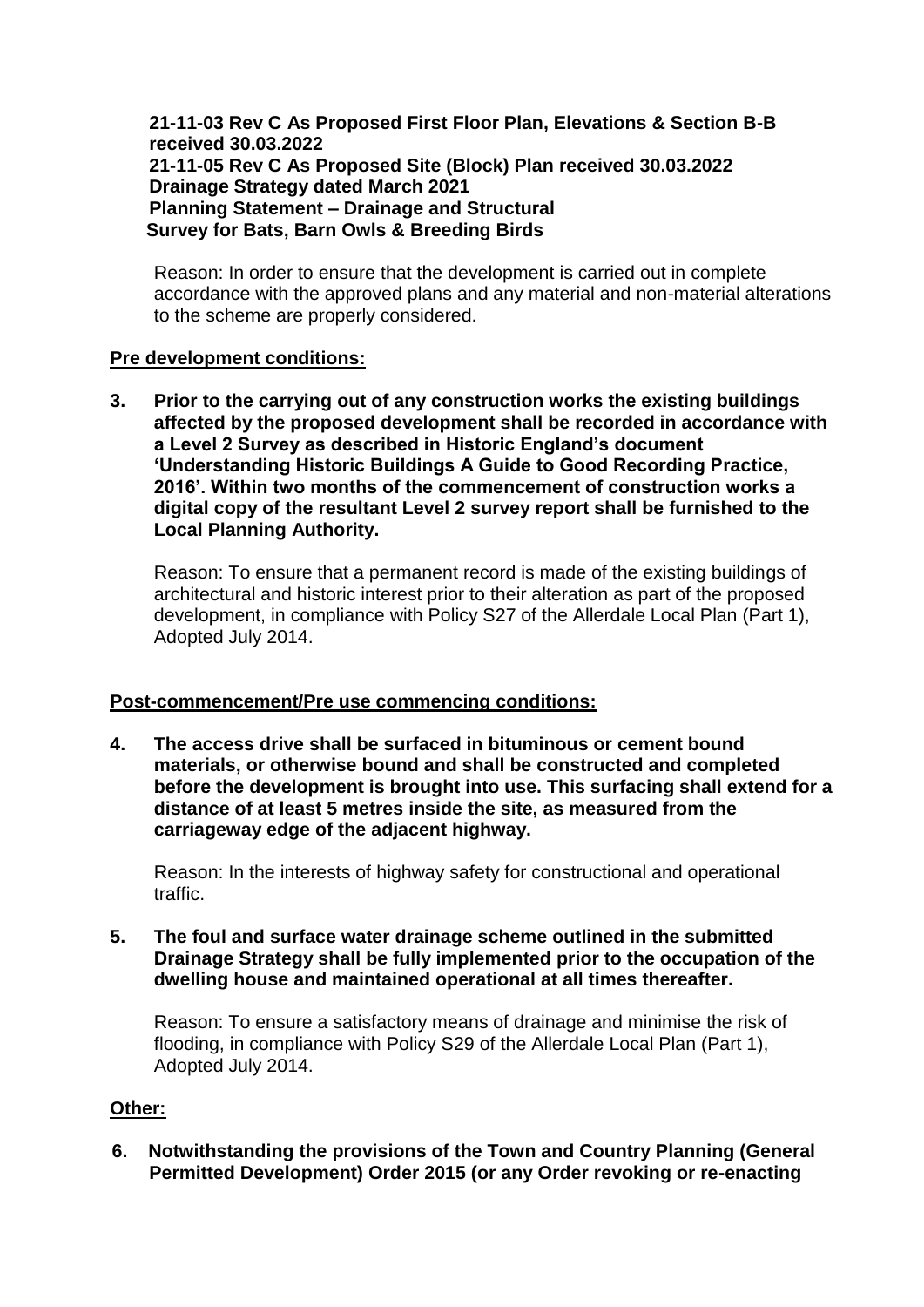**21-11-03 Rev C As Proposed First Floor Plan, Elevations & Section B-B received 30.03.2022**
**21-11-05 Rev C As Proposed Site (Block) Plan received 30.03.2022**
**Drainage Strategy dated March 2021**
**Planning Statement – Drainage and Structural**
**Survey for Bats, Barn Owls & Breeding Birds**

Reason: In order to ensure that the development is carried out in complete accordance with the approved plans and any material and non-material alterations to the scheme are properly considered.

**Pre development conditions:**

**3. Prior to the carrying out of any construction works the existing buildings affected by the proposed development shall be recorded in accordance with a Level 2 Survey as described in Historic England's document 'Understanding Historic Buildings A Guide to Good Recording Practice, 2016'. Within two months of the commencement of construction works a digital copy of the resultant Level 2 survey report shall be furnished to the Local Planning Authority.**

Reason: To ensure that a permanent record is made of the existing buildings of architectural and historic interest prior to their alteration as part of the proposed development, in compliance with Policy S27 of the Allerdale Local Plan (Part 1), Adopted July 2014.

**Post-commencement/Pre use commencing conditions:**

**4. The access drive shall be surfaced in bituminous or cement bound materials, or otherwise bound and shall be constructed and completed before the development is brought into use. This surfacing shall extend for a distance of at least 5 metres inside the site, as measured from the carriageway edge of the adjacent highway.**

Reason: In the interests of highway safety for constructional and operational traffic.

**5. The foul and surface water drainage scheme outlined in the submitted Drainage Strategy shall be fully implemented prior to the occupation of the dwelling house and maintained operational at all times thereafter.**

Reason: To ensure a satisfactory means of drainage and minimise the risk of flooding, in compliance with Policy S29 of the Allerdale Local Plan (Part 1), Adopted July 2014.

**Other:**

**6. Notwithstanding the provisions of the Town and Country Planning (General Permitted Development) Order 2015 (or any Order revoking or re-enacting**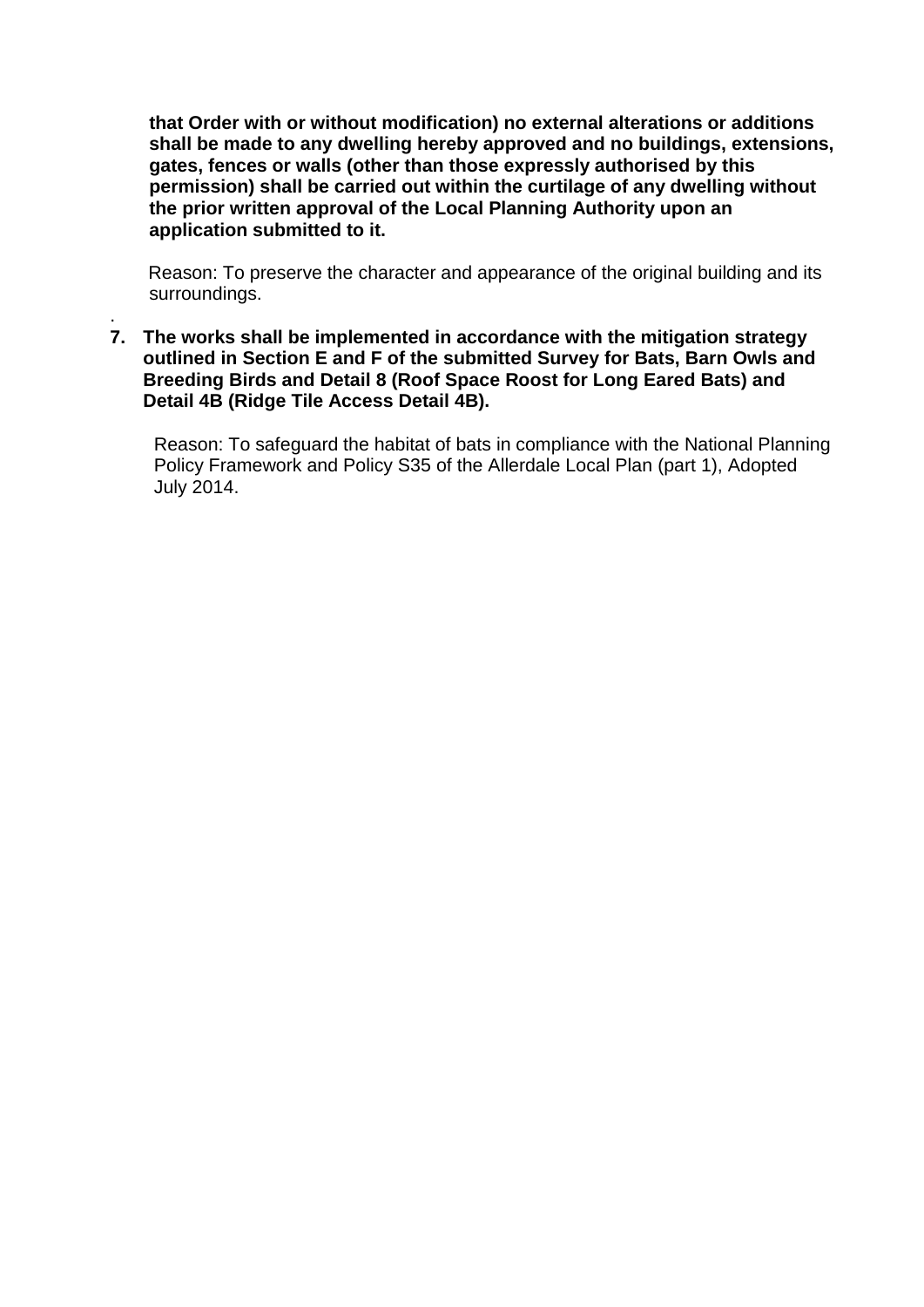**that Order with or without modification) no external alterations or additions shall be made to any dwelling hereby approved and no buildings, extensions, gates, fences or walls (other than those expressly authorised by this permission) shall be carried out within the curtilage of any dwelling without the prior written approval of the Local Planning Authority upon an application submitted to it.**

Reason: To preserve the character and appearance of the original building and its surroundings.

7. **The works shall be implemented in accordance with the mitigation strategy outlined in Section E and F of the submitted Survey for Bats, Barn Owls and Breeding Birds and Detail 8 (Roof Space Roost for Long Eared Bats) and Detail 4B (Ridge Tile Access Detail 4B).**

   Reason: To safeguard the habitat of bats in compliance with the National Planning Policy Framework and Policy S35 of the Allerdale Local Plan (part 1), Adopted July 2014.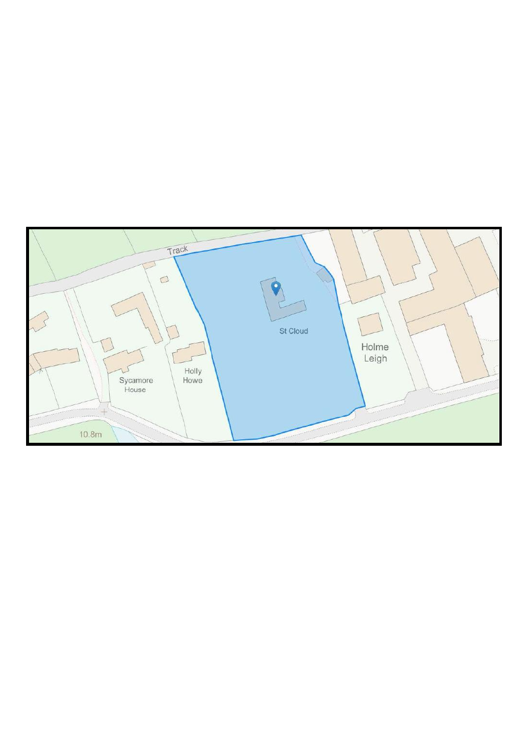Track

St Cloud

Holme Leigh

Holly Howe

Sycamore House

10.8m